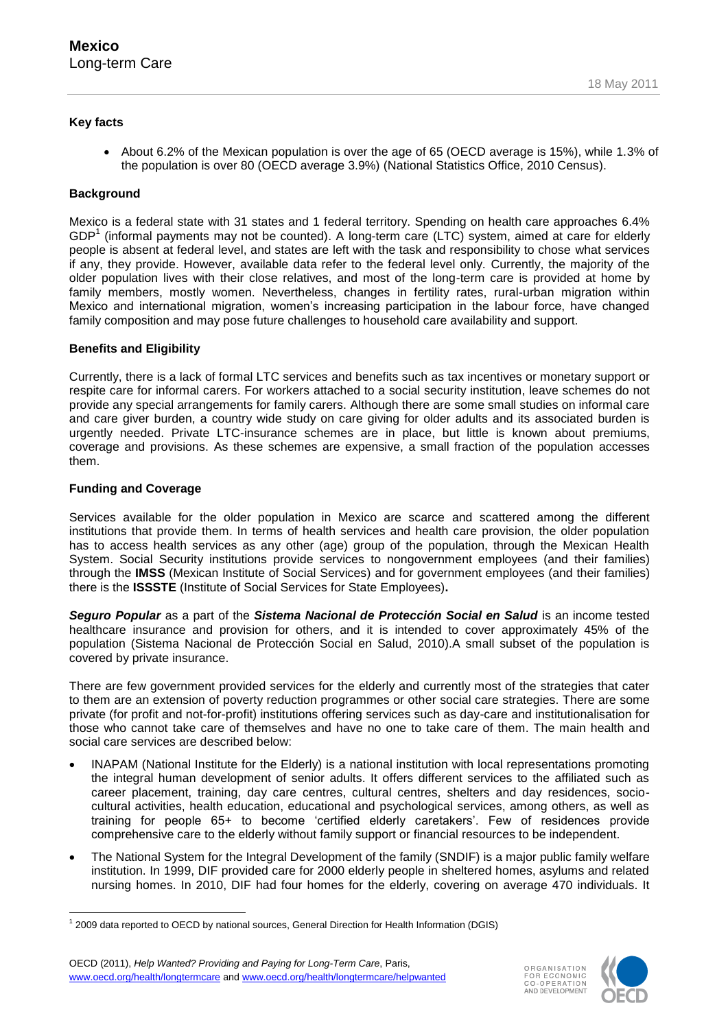# Mexico

Long-term Care

18 May 2011

## Key facts

- About 6.2% of the Mexican population is over the age of 65 (OECD average is 15%), while 1.3% of the population is over 80 (OECD average 3.9%) (National Statistics Office, 2010 Census).

## Background

Mexico is a federal state with 31 states and 1 federal territory. Spending on health care approaches 6.4% GDP[1] (informal payments may not be counted). A long-term care (LTC) system, aimed at care for elderly people is absent at federal level, and states are left with the task and responsibility to chose what services if any, they provide. However, available data refer to the federal level only. Currently, the majority of the older population lives with their close relatives, and most of the long-term care is provided at home by family members, mostly women. Nevertheless, changes in fertility rates, rural-urban migration within Mexico and international migration, women's increasing participation in the labour force, have changed family composition and may pose future challenges to household care availability and support.

## Benefits and Eligibility

Currently, there is a lack of formal LTC services and benefits such as tax incentives or monetary support or respite care for informal carers. For workers attached to a social security institution, leave schemes do not provide any special arrangements for family carers. Although there are some small studies on informal care and care giver burden, a country wide study on care giving for older adults and its associated burden is urgently needed. Private LTC-insurance schemes are in place, but little is known about premiums, coverage and provisions. As these schemes are expensive, a small fraction of the population accesses them.

## Funding and Coverage

Services available for the older population in Mexico are scarce and scattered among the different institutions that provide them. In terms of health services and health care provision, the older population has to access health services as any other (age) group of the population, through the Mexican Health System. Social Security institutions provide services to nongovernment employees (and their families) through the **IMSS** (Mexican Institute of Social Services) and for government employees (and their families) there is the **ISSSTE** (Institute of Social Services for State Employees)**.**

***Seguro Popular*** as a part of the ***Sistema Nacional de Protección Social en Salud*** is an income tested healthcare insurance and provision for others, and it is intended to cover approximately 45% of the population (Sistema Nacional de Protección Social en Salud, 2010).A small subset of the population is covered by private insurance.

There are few government provided services for the elderly and currently most of the strategies that cater to them are an extension of poverty reduction programmes or other social care strategies. There are some private (for profit and not-for-profit) institutions offering services such as day-care and institutionalisation for those who cannot take care of themselves and have no one to take care of them. The main health and social care services are described below:

- INAPAM (National Institute for the Elderly) is a national institution with local representations promoting the integral human development of senior adults. It offers different services to the affiliated such as career placement, training, day care centres, cultural centres, shelters and day residences, socio-cultural activities, health education, educational and psychological services, among others, as well as training for people 65+ to become 'certified elderly caretakers'. Few of residences provide comprehensive care to the elderly without family support or financial resources to be independent.
- The National System for the Integral Development of the family (SNDIF) is a major public family welfare institution. In 1999, DIF provided care for 2000 elderly people in sheltered homes, asylums and related nursing homes. In 2010, DIF had four homes for the elderly, covering on average 470 individuals. It

[1] 2009 data reported to OECD by national sources, General Direction for Health Information (DGIS)

OECD (2011), *Help Wanted? Providing and Paying for Long-Term Care*, Paris, www.oecd.org/health/longtermcare and www.oecd.org/health/longtermcare/helpwanted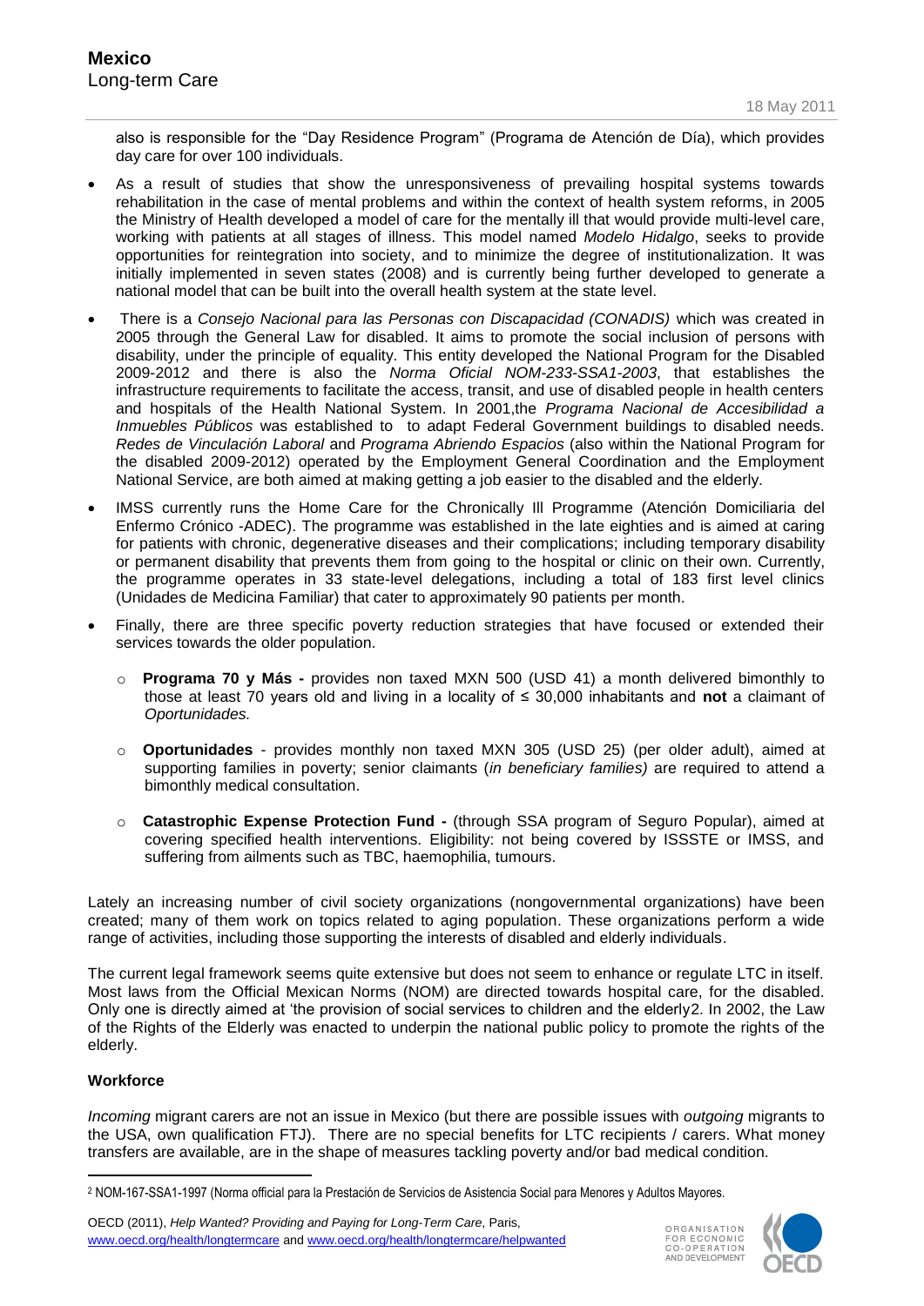also is responsible for the "Day Residence Program" (Programa de Atención de Día), which provides day care for over 100 individuals.

- As a result of studies that show the unresponsiveness of prevailing hospital systems towards rehabilitation in the case of mental problems and within the context of health system reforms, in 2005 the Ministry of Health developed a model of care for the mentally ill that would provide multi-level care, working with patients at all stages of illness. This model named *Modelo Hidalgo*, seeks to provide opportunities for reintegration into society, and to minimize the degree of institutionalization. It was initially implemented in seven states (2008) and is currently being further developed to generate a national model that can be built into the overall health system at the state level.
- There is a *Consejo Nacional para las Personas con Discapacidad (CONADIS)* which was created in 2005 through the General Law for disabled. It aims to promote the social inclusion of persons with disability, under the principle of equality. This entity developed the National Program for the Disabled 2009-2012 and there is also the *Norma Oficial NOM-233-SSA1-2003*, that establishes the infrastructure requirements to facilitate the access, transit, and use of disabled people in health centers and hospitals of the Health National System. In 2001,the *Programa Nacional de Accesibilidad a Inmuebles Públicos* was established to to adapt Federal Government buildings to disabled needs. *Redes de Vinculación Laboral* and *Programa Abriendo Espacios* (also within the National Program for the disabled 2009-2012) operated by the Employment General Coordination and the Employment National Service, are both aimed at making getting a job easier to the disabled and the elderly.
- IMSS currently runs the Home Care for the Chronically Ill Programme (Atención Domiciliaria del Enfermo Crónico -ADEC). The programme was established in the late eighties and is aimed at caring for patients with chronic, degenerative diseases and their complications; including temporary disability or permanent disability that prevents them from going to the hospital or clinic on their own. Currently, the programme operates in 33 state-level delegations, including a total of 183 first level clinics (Unidades de Medicina Familiar) that cater to approximately 90 patients per month.
- Finally, there are three specific poverty reduction strategies that have focused or extended their services towards the older population.
  - **Programa 70 y Más -** provides non taxed MXN 500 (USD 41) a month delivered bimonthly to those at least 70 years old and living in a locality of ≤ 30,000 inhabitants and **not** a claimant of *Oportunidades.*
  - **Oportunidades** - provides monthly non taxed MXN 305 (USD 25) (per older adult), aimed at supporting families in poverty; senior claimants (*in beneficiary families)* are required to attend a bimonthly medical consultation.
  - **Catastrophic Expense Protection Fund -** (through SSA program of Seguro Popular), aimed at covering specified health interventions. Eligibility: not being covered by ISSSTE or IMSS, and suffering from ailments such as TBC, haemophilia, tumours.

Lately an increasing number of civil society organizations (nongovernmental organizations) have been created; many of them work on topics related to aging population. These organizations perform a wide range of activities, including those supporting the interests of disabled and elderly individuals.

The current legal framework seems quite extensive but does not seem to enhance or regulate LTC in itself. Most laws from the Official Mexican Norms (NOM) are directed towards hospital care, for the disabled. Only one is directly aimed at 'the provision of social services to children and the elderly[2]. In 2002, the Law of the Rights of the Elderly was enacted to underpin the national public policy to promote the rights of the elderly.

**Workforce**

*Incoming* migrant carers are not an issue in Mexico (but there are possible issues with *outgoing* migrants to the USA, own qualification FTJ). There are no special benefits for LTC recipients / carers. What money transfers are available, are in the shape of measures tackling poverty and/or bad medical condition.

[2] NOM-167-SSA1-1997 (Norma official para la Prestación de Servicios de Asistencia Social para Menores y Adultos Mayores.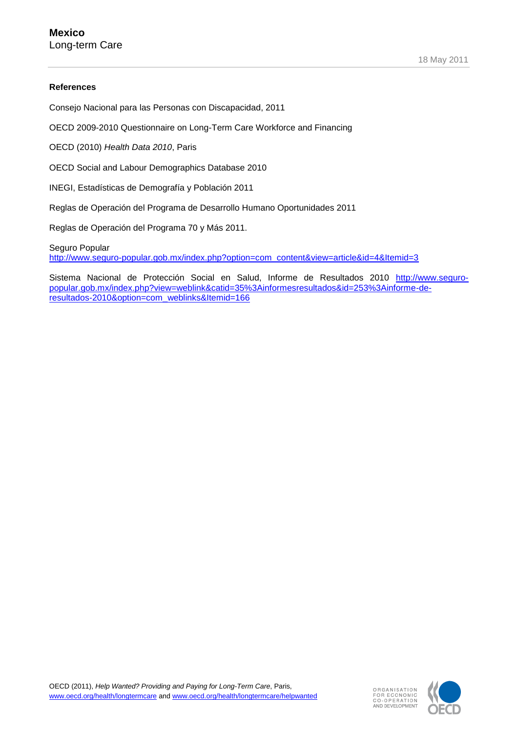**References**

Consejo Nacional para las Personas con Discapacidad, 2011

OECD 2009-2010 Questionnaire on Long-Term Care Workforce and Financing

OECD (2010) *Health Data 2010*, Paris

OECD Social and Labour Demographics Database 2010

INEGI, Estadísticas de Demografía y Población 2011

Reglas de Operación del Programa de Desarrollo Humano Oportunidades 2011

Reglas de Operación del Programa 70 y Más 2011.

Seguro Popular
http://www.seguro-popular.gob.mx/index.php?option=com_content&view=article&id=4&Itemid=3

Sistema Nacional de Protección Social en Salud, Informe de Resultados 2010 http://www.seguro-popular.gob.mx/index.php?view=weblink&catid=35%3Ainformesresultados&id=253%3Ainforme-de-resultados-2010&option=com_weblinks&Itemid=166